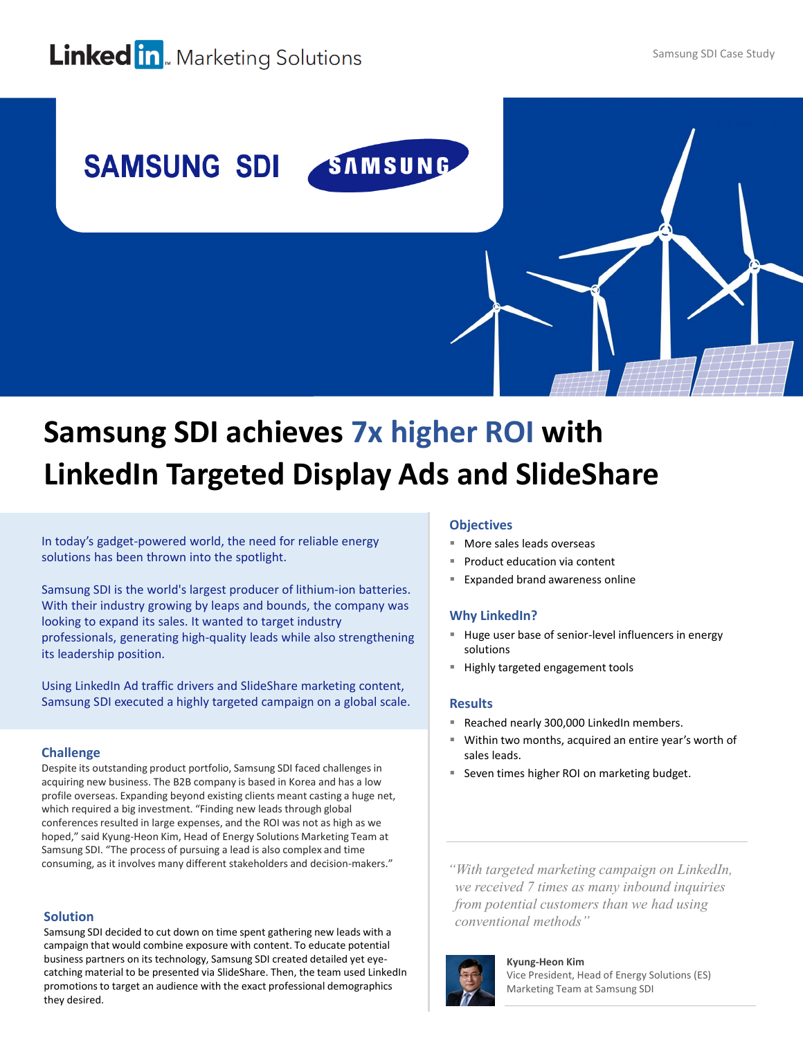LinkedIn Marketing Solutions

SAMSUNG SDI

# Samsung SDI achieves 7x higher ROI with LinkedIn Targeted Display Ads and SlideShare

In today's gadget-powered world, the need for reliable energy solutions has been thrown into the spotlight.

Samsung SDI is the world's largest producer of lithium-ion batteries. With their industry growing by leaps and bounds, the company was looking to expand its sales. It wanted to target industry professionals, generating high-quality leads while also strengthening its leadership position.

Using LinkedIn Ad traffic drivers and SlideShare marketing content, Samsung SDI executed a highly targeted campaign on a global scale.

## Challenge

Despite its outstanding product portfolio, Samsung SDI faced challenges in acquiring new business. The B2B company is based in Korea and has a low profile overseas. Expanding beyond existing clients meant casting a huge net, which required a big investment. "Finding new leads through global conferences resulted in large expenses, and the ROI was not as high as we hoped," said Kyung-Heon Kim, Head of Energy Solutions Marketing Team at Samsung SDI. "The process of pursuing a lead is also complex and time consuming, as it involves many different stakeholders and decision-makers."

## Solution

Samsung SDI decided to cut down on time spent gathering new leads with a campaign that would combine exposure with content. To educate potential business partners on its technology, Samsung SDI created detailed yet eye-catching material to be presented via SlideShare. Then, the team used LinkedIn promotions to target an audience with the exact professional demographics they desired.

## Objectives

- More sales leads overseas
- Product education via content
- Expanded brand awareness online

## Why LinkedIn?

- Huge user base of senior-level influencers in energy solutions
- Highly targeted engagement tools

## Results

- Reached nearly 300,000 LinkedIn members.
- Within two months, acquired an entire year's worth of sales leads.
- Seven times higher ROI on marketing budget.

*"With targeted marketing campaign on LinkedIn, we received 7 times as many inbound inquiries from potential customers than we had using conventional methods"*

**Kyung-Heon Kim**
Vice President, Head of Energy Solutions (ES) Marketing Team at Samsung SDI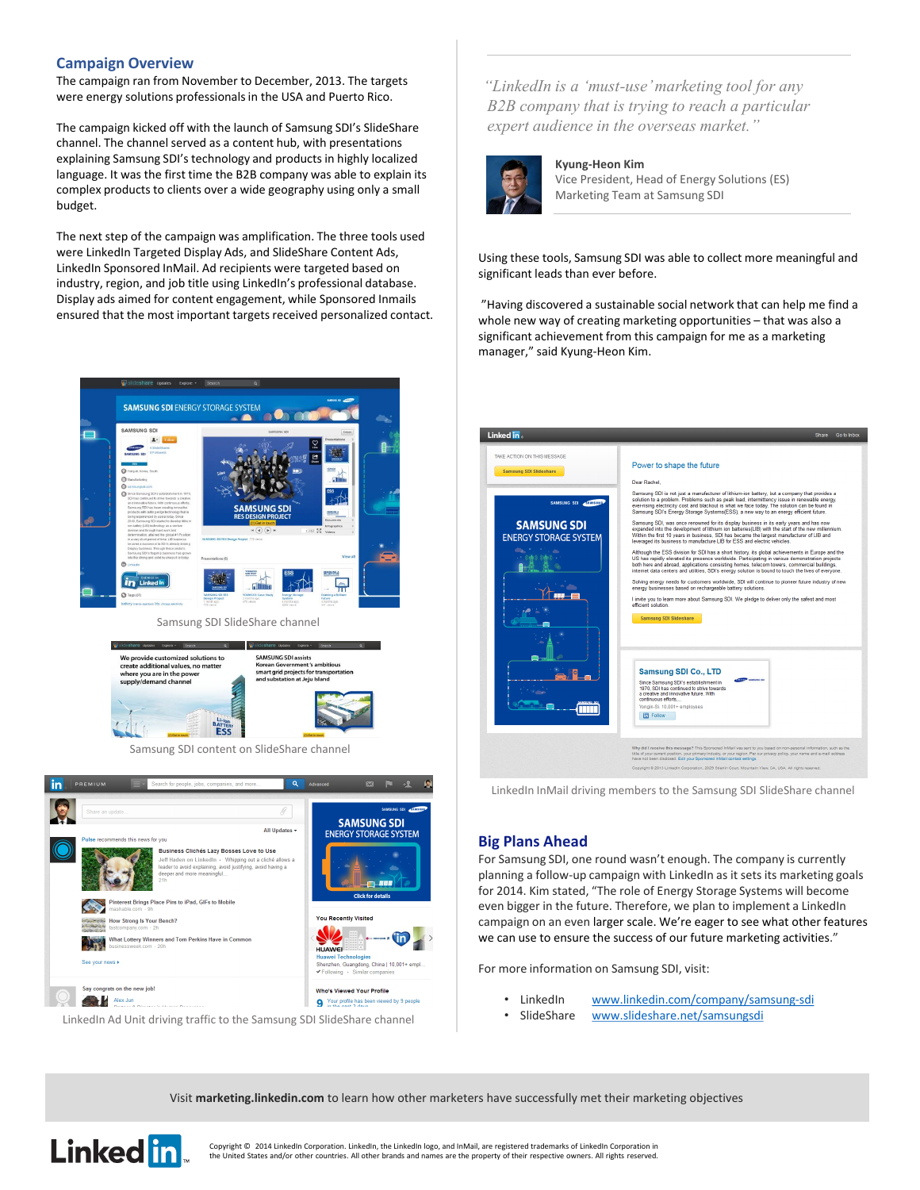## Campaign Overview

The campaign ran from November to December, 2013. The targets were energy solutions professionals in the USA and Puerto Rico.

The campaign kicked off with the launch of Samsung SDI's SlideShare channel. The channel served as a content hub, with presentations explaining Samsung SDI's technology and products in highly localized language. It was the first time the B2B company was able to explain its complex products to clients over a wide geography using only a small budget.

The next step of the campaign was amplification. The three tools used were LinkedIn Targeted Display Ads, and SlideShare Content Ads, LinkedIn Sponsored InMail. Ad recipients were targeted based on industry, region, and job title using LinkedIn's professional database. Display ads aimed for content engagement, while Sponsored Inmails ensured that the most important targets received personalized contact.

Samsung SDI SlideShare channel

Samsung SDI content on SlideShare channel

LinkedIn Ad Unit driving traffic to the Samsung SDI SlideShare channel

*"LinkedIn is a 'must-use' marketing tool for any B2B company that is trying to reach a particular expert audience in the overseas market."*

**Kyung-Heon Kim**
Vice President, Head of Energy Solutions (ES) Marketing Team at Samsung SDI

Using these tools, Samsung SDI was able to collect more meaningful and significant leads than ever before.

"Having discovered a sustainable social network that can help me find a whole new way of creating marketing opportunities – that was also a significant achievement from this campaign for me as a marketing manager," said Kyung-Heon Kim.

LinkedIn InMail driving members to the Samsung SDI SlideShare channel

## Big Plans Ahead

For Samsung SDI, one round wasn't enough. The company is currently planning a follow-up campaign with LinkedIn as it sets its marketing goals for 2014. Kim stated, "The role of Energy Storage Systems will become even bigger in the future. Therefore, we plan to implement a LinkedIn campaign on an even larger scale. We're eager to see what other features we can use to ensure the success of our future marketing activities."

For more information on Samsung SDI, visit:

- LinkedIn www.linkedin.com/company/samsung-sdi
- SlideShare www.slideshare.net/samsungsdi

Visit **marketing.linkedin.com** to learn how other marketers have successfully met their marketing objectives

Copyright © 2014 LinkedIn Corporation. LinkedIn, the LinkedIn logo, and InMail, are registered trademarks of LinkedIn Corporation in the United States and/or other countries. All other brands and names are the property of their respective owners. All rights reserved.